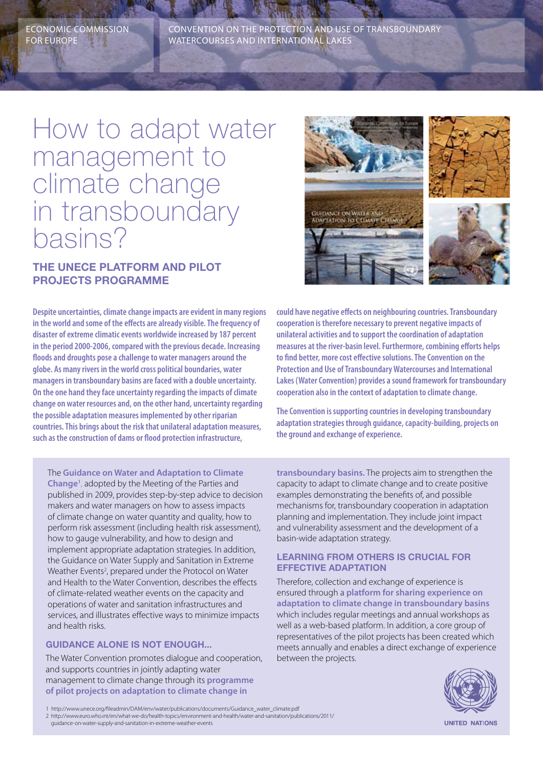ECONOMIC COMMISSION FOR EUROPE

CONVENTION ON THE PROTECTION AND USE OF TRANSBOUNDARY WATERCOURSES AND INTERNATIONAL LAKES

# How to adapt water management to climate change in transboundary basins?

## THE UNECE PLATFORM AND PILOT PROJECTS PROGRAMME

**Despite uncertainties, climate change impacts are evident in many regions in the world and some of the effects are already visible. The frequency of disaster of extreme climatic events worldwide increased by 187 percent in the period 2000-2006, compared with the previous decade. Increasing floods and droughts pose a challenge to water managers around the globe. As many rivers in the world cross political boundaries, water managers in transboundary basins are faced with a double uncertainty. On the one hand they face uncertainty regarding the impacts of climate change on water resources and, on the other hand, uncertainty regarding the possible adaptation measures implemented by other riparian countries. This brings about the risk that unilateral adaptation measures, such as the construction of dams or flood protection infrastructure, could have negative effects on neighbouring countries. Transboundary cooperation is therefore necessary to prevent negative impacts of unilateral activities and to support the coordination of adaptation measures at the river-basin level. Furthermore, combining efforts helps to find better, more cost effective solutions. The Convention on the Protection and Use of Transboundary Watercourses and International Lakes (Water Convention) provides a sound framework for transboundary cooperation also in the context of adaptation to climate change.**

**The Convention is supporting countries in developing transboundary adaptation strategies through guidance, capacity-building, projects on the ground and exchange of experience.**

The **Guidance on Water and Adaptation to Climate Change**[1], adopted by the Meeting of the Parties and published in 2009, provides step-by-step advice to decision makers and water managers on how to assess impacts of climate change on water quantity and quality, how to perform risk assessment (including health risk assessment), how to gauge vulnerability, and how to design and implement appropriate adaptation strategies. In addition, the Guidance on Water Supply and Sanitation in Extreme Weather Events[2], prepared under the Protocol on Water and Health to the Water Convention, describes the effects of climate-related weather events on the capacity and operations of water and sanitation infrastructures and services, and illustrates effective ways to minimize impacts and health risks.

### GUIDANCE ALONE IS NOT ENOUGH...

The Water Convention promotes dialogue and cooperation, and supports countries in jointly adapting water management to climate change through its **programme of pilot projects on adaptation to climate change in transboundary basins.** The projects aim to strengthen the capacity to adapt to climate change and to create positive examples demonstrating the benefits of, and possible mechanisms for, transboundary cooperation in adaptation planning and implementation. They include joint impact and vulnerability assessment and the development of a basin-wide adaptation strategy.

### LEARNING FROM OTHERS IS CRUCIAL FOR EFFECTIVE ADAPTATION

Therefore, collection and exchange of experience is ensured through a **platform for sharing experience on adaptation to climate change in transboundary basins** which includes regular meetings and annual workshops as well as a web-based platform. In addition, a core group of representatives of the pilot projects has been created which meets annually and enables a direct exchange of experience between the projects.

1 http://www.unece.org/fileadmin/DAM/env/water/publications/documents/Guidance_water_climate.pdf
2 http://www.euro.who.int/en/what-we-do/health-topics/environment-and-health/water-and-sanitation/publications/2011/guidance-on-water-supply-and-sanitation-in-extreme-weather-events

UNITED NATIONS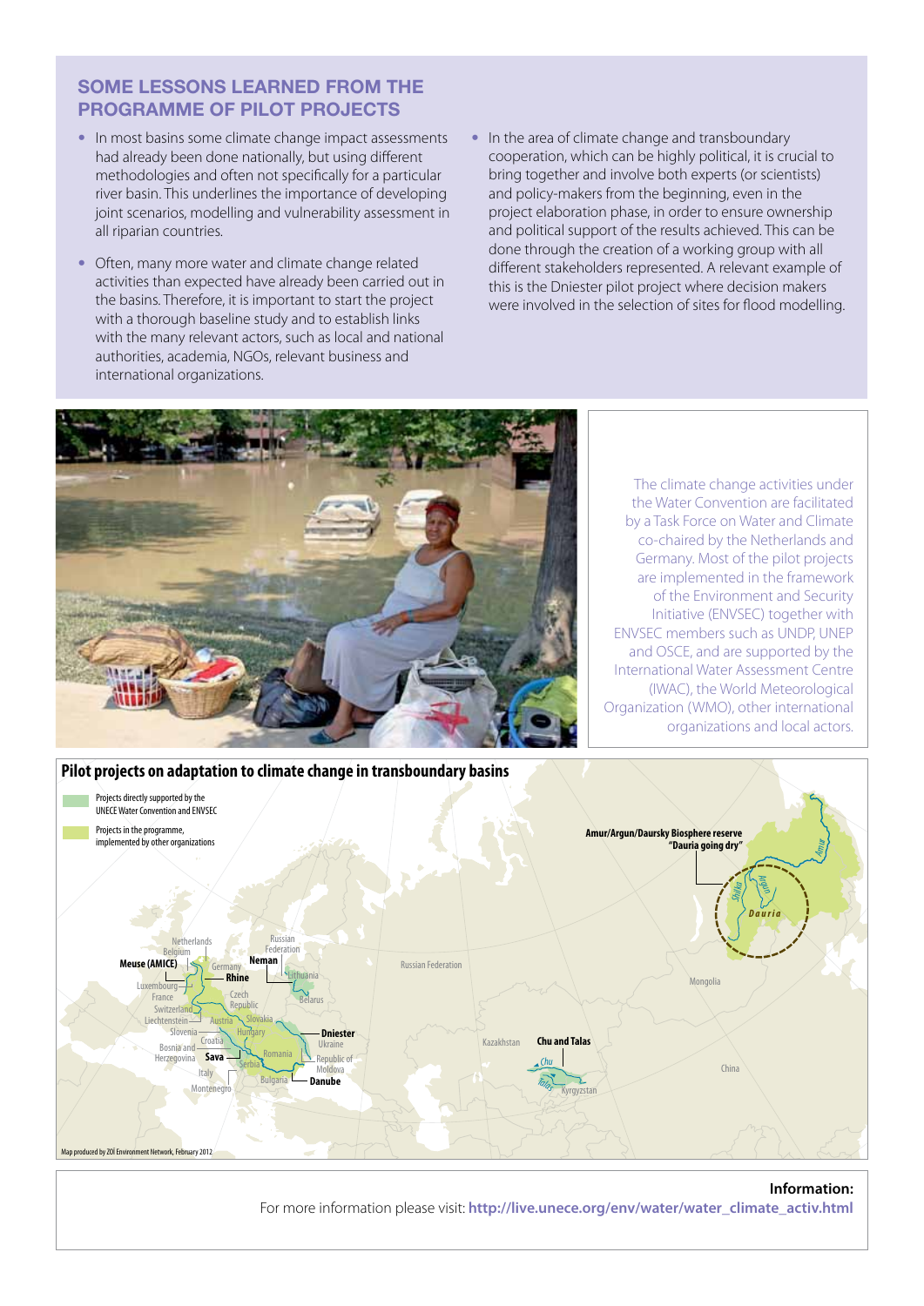## SOME LESSONS LEARNED FROM THE PROGRAMME OF PILOT PROJECTS

- In most basins some climate change impact assessments had already been done nationally, but using different methodologies and often not specifically for a particular river basin. This underlines the importance of developing joint scenarios, modelling and vulnerability assessment in all riparian countries.
- Often, many more water and climate change related activities than expected have already been carried out in the basins. Therefore, it is important to start the project with a thorough baseline study and to establish links with the many relevant actors, such as local and national authorities, academia, NGOs, relevant business and international organizations.
- In the area of climate change and transboundary cooperation, which can be highly political, it is crucial to bring together and involve both experts (or scientists) and policy-makers from the beginning, even in the project elaboration phase, in order to ensure ownership and political support of the results achieved. This can be done through the creation of a working group with all different stakeholders represented. A relevant example of this is the Dniester pilot project where decision makers were involved in the selection of sites for flood modelling.

The climate change activities under the Water Convention are facilitated by a Task Force on Water and Climate co-chaired by the Netherlands and Germany. Most of the pilot projects are implemented in the framework of the Environment and Security Initiative (ENVSEC) together with ENVSEC members such as UNDP, UNEP and OSCE, and are supported by the International Water Assessment Centre (IWAC), the World Meteorological Organization (WMO), other international organizations and local actors.

**Pilot projects on adaptation to climate change in transboundary basins**

Projects directly supported by the UNECE Water Convention and ENVSEC

Projects in the programme, implemented by other organizations

Amur/Argun/Daursky Biosphere reserve "Dauria going dry"

Meuse (AMICE)

Rhine

Neman

Dniester

Sava

Danube

Chu and Talas

Map produced by Zoï Environment Network, February 2012

**Information:**
For more information please visit: **http://live.unece.org/env/water/water_climate_activ.html**